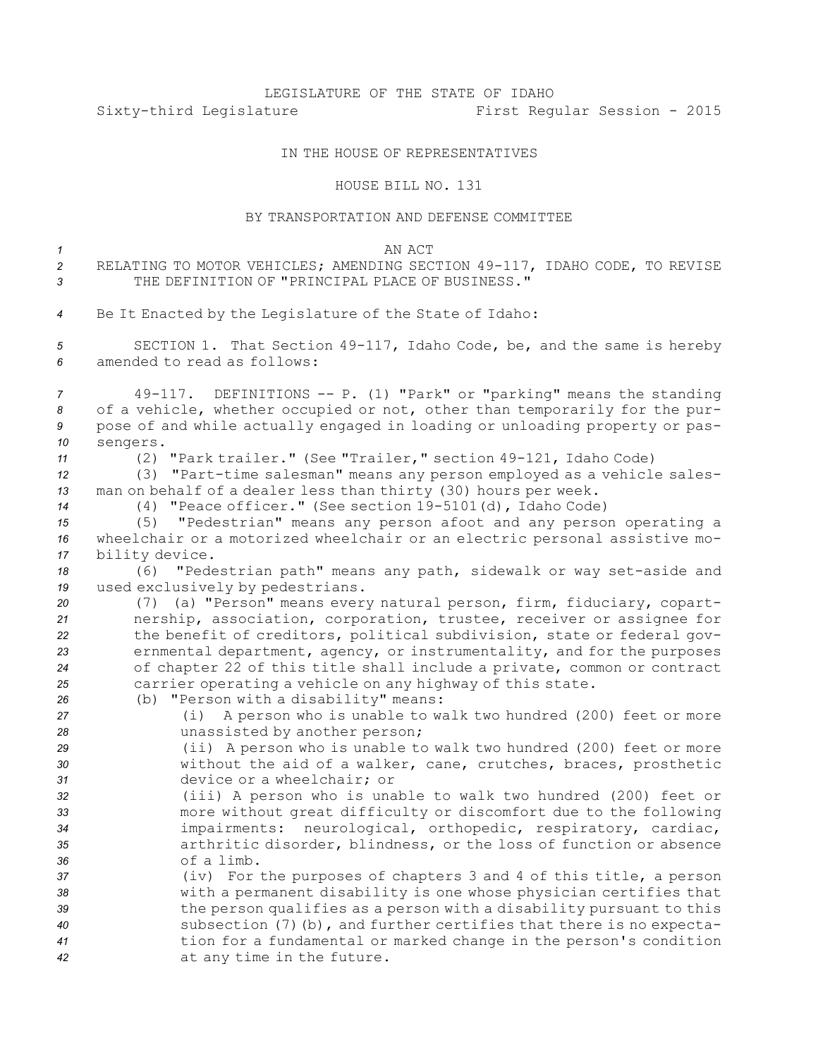LEGISLATURE OF THE STATE OF IDAHO

Sixty-third Legislature First Regular Session - 2015

IN THE HOUSE OF REPRESENTATIVES

HOUSE BILL NO. 131

BY TRANSPORTATION AND DEFENSE COMMITTEE

AN ACT

RELATING TO MOTOR VEHICLES; AMENDING SECTION 49-117, IDAHO CODE, TO REVISE THE DEFINITION OF "PRINCIPAL PLACE OF BUSINESS."

Be It Enacted by the Legislature of the State of Idaho:

SECTION 1. That Section 49-117, Idaho Code, be, and the same is hereby amended to read as follows:

49-117. DEFINITIONS -- P. (1) "Park" or "parking" means the standing of a vehicle, whether occupied or not, other than temporarily for the purpose of and while actually engaged in loading or unloading property or passengers.

(2) "Park trailer." (See "Trailer," section 49-121, Idaho Code)

(3) "Part-time salesman" means any person employed as a vehicle salesman on behalf of a dealer less than thirty (30) hours per week.

(4) "Peace officer." (See section 19-5101(d), Idaho Code)

(5) "Pedestrian" means any person afoot and any person operating a wheelchair or a motorized wheelchair or an electric personal assistive mobility device.

(6) "Pedestrian path" means any path, sidewalk or way set-aside and used exclusively by pedestrians.

(7) (a) "Person" means every natural person, firm, fiduciary, copartnership, association, corporation, trustee, receiver or assignee for the benefit of creditors, political subdivision, state or federal governmental department, agency, or instrumentality, and for the purposes of chapter 22 of this title shall include a private, common or contract carrier operating a vehicle on any highway of this state.

(b) "Person with a disability" means:

(i) A person who is unable to walk two hundred (200) feet or more unassisted by another person;

(ii) A person who is unable to walk two hundred (200) feet or more without the aid of a walker, cane, crutches, braces, prosthetic device or a wheelchair; or

(iii) A person who is unable to walk two hundred (200) feet or more without great difficulty or discomfort due to the following impairments: neurological, orthopedic, respiratory, cardiac, arthritic disorder, blindness, or the loss of function or absence of a limb.

(iv) For the purposes of chapters 3 and 4 of this title, a person with a permanent disability is one whose physician certifies that the person qualifies as a person with a disability pursuant to this subsection (7)(b), and further certifies that there is no expectation for a fundamental or marked change in the person's condition at any time in the future.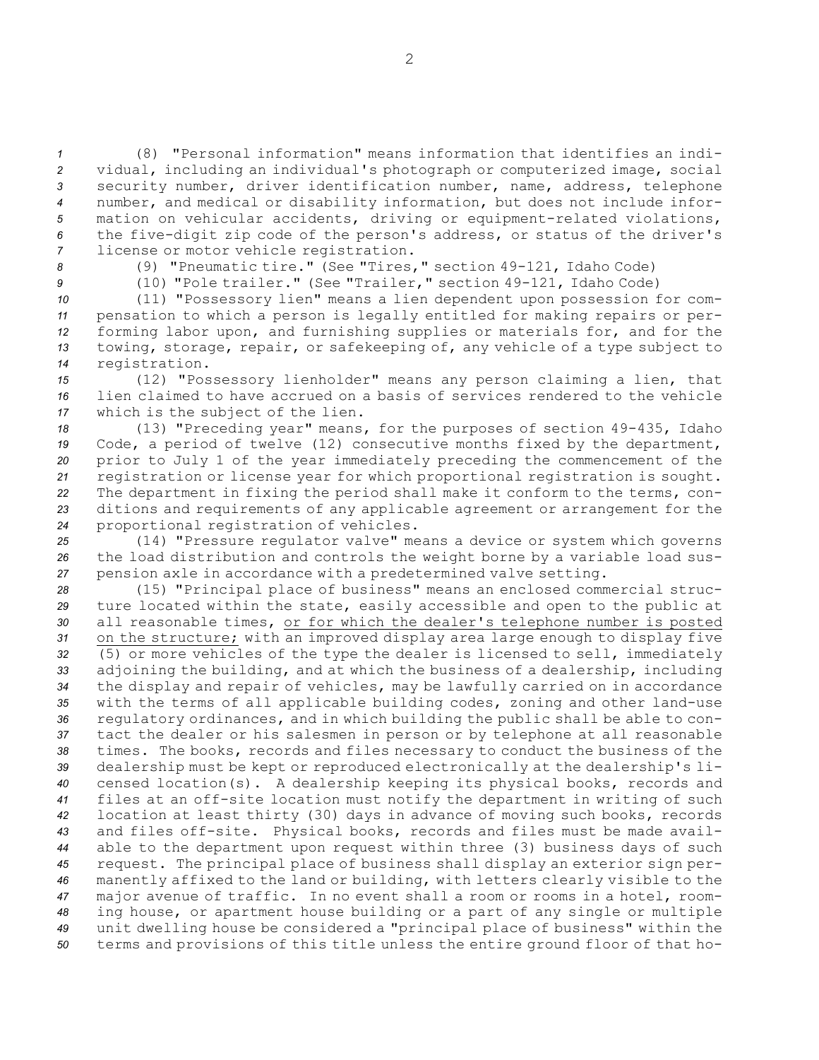(8) "Personal information" means information that identifies an individual, including an individual's photograph or computerized image, social security number, driver identification number, name, address, telephone number, and medical or disability information, but does not include information on vehicular accidents, driving or equipment-related violations, the five-digit zip code of the person's address, or status of the driver's license or motor vehicle registration.

(9) "Pneumatic tire." (See "Tires," section 49-121, Idaho Code)

(10) "Pole trailer." (See "Trailer," section 49-121, Idaho Code)

(11) "Possessory lien" means a lien dependent upon possession for compensation to which a person is legally entitled for making repairs or performing labor upon, and furnishing supplies or materials for, and for the towing, storage, repair, or safekeeping of, any vehicle of a type subject to registration.

(12) "Possessory lienholder" means any person claiming a lien, that lien claimed to have accrued on a basis of services rendered to the vehicle which is the subject of the lien.

(13) "Preceding year" means, for the purposes of section 49-435, Idaho Code, a period of twelve (12) consecutive months fixed by the department, prior to July 1 of the year immediately preceding the commencement of the registration or license year for which proportional registration is sought. The department in fixing the period shall make it conform to the terms, conditions and requirements of any applicable agreement or arrangement for the proportional registration of vehicles.

(14) "Pressure regulator valve" means a device or system which governs the load distribution and controls the weight borne by a variable load suspension axle in accordance with a predetermined valve setting.

(15) "Principal place of business" means an enclosed commercial structure located within the state, easily accessible and open to the public at all reasonable times, <u>or for which the dealer's telephone number is posted on the structure;</u> with an improved display area large enough to display five (5) or more vehicles of the type the dealer is licensed to sell, immediately adjoining the building, and at which the business of a dealership, including the display and repair of vehicles, may be lawfully carried on in accordance with the terms of all applicable building codes, zoning and other land-use regulatory ordinances, and in which building the public shall be able to contact the dealer or his salesmen in person or by telephone at all reasonable times. The books, records and files necessary to conduct the business of the dealership must be kept or reproduced electronically at the dealership's licensed location(s). A dealership keeping its physical books, records and files at an off-site location must notify the department in writing of such location at least thirty (30) days in advance of moving such books, records and files off-site. Physical books, records and files must be made available to the department upon request within three (3) business days of such request. The principal place of business shall display an exterior sign permanently affixed to the land or building, with letters clearly visible to the major avenue of traffic. In no event shall a room or rooms in a hotel, rooming house, or apartment house building or a part of any single or multiple unit dwelling house be considered a "principal place of business" within the terms and provisions of this title unless the entire ground floor of that ho-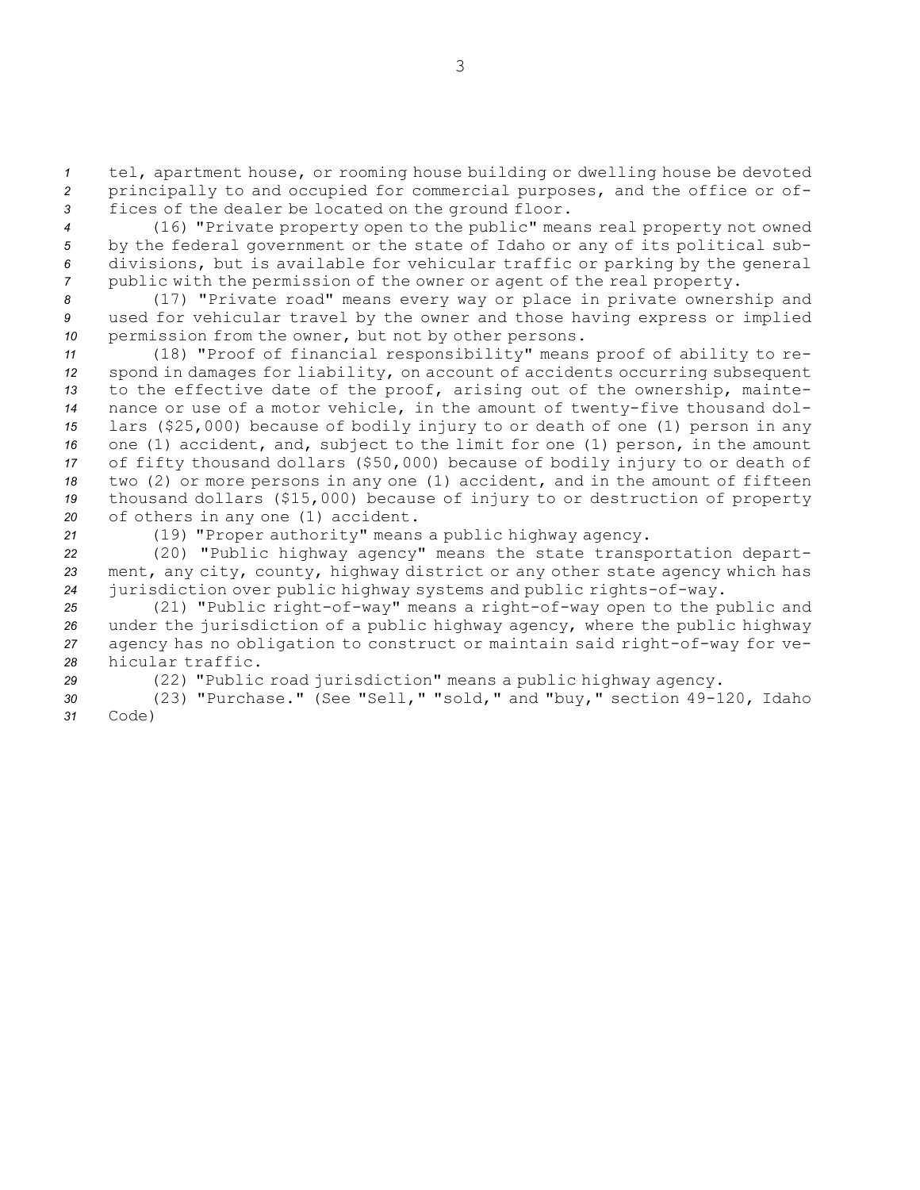tel, apartment house, or rooming house building or dwelling house be devoted principally to and occupied for commercial purposes, and the office or offices of the dealer be located on the ground floor.

(16) "Private property open to the public" means real property not owned by the federal government or the state of Idaho or any of its political subdivisions, but is available for vehicular traffic or parking by the general public with the permission of the owner or agent of the real property.

(17) "Private road" means every way or place in private ownership and used for vehicular travel by the owner and those having express or implied permission from the owner, but not by other persons.

(18) "Proof of financial responsibility" means proof of ability to respond in damages for liability, on account of accidents occurring subsequent to the effective date of the proof, arising out of the ownership, maintenance or use of a motor vehicle, in the amount of twenty-five thousand dollars ($25,000) because of bodily injury to or death of one (1) person in any one (1) accident, and, subject to the limit for one (1) person, in the amount of fifty thousand dollars ($50,000) because of bodily injury to or death of two (2) or more persons in any one (1) accident, and in the amount of fifteen thousand dollars ($15,000) because of injury to or destruction of property of others in any one (1) accident.

(19) "Proper authority" means a public highway agency.

(20) "Public highway agency" means the state transportation department, any city, county, highway district or any other state agency which has jurisdiction over public highway systems and public rights-of-way.

(21) "Public right-of-way" means a right-of-way open to the public and under the jurisdiction of a public highway agency, where the public highway agency has no obligation to construct or maintain said right-of-way for vehicular traffic.

(22) "Public road jurisdiction" means a public highway agency.

(23) "Purchase." (See "Sell," "sold," and "buy," section 49-120, Idaho Code)